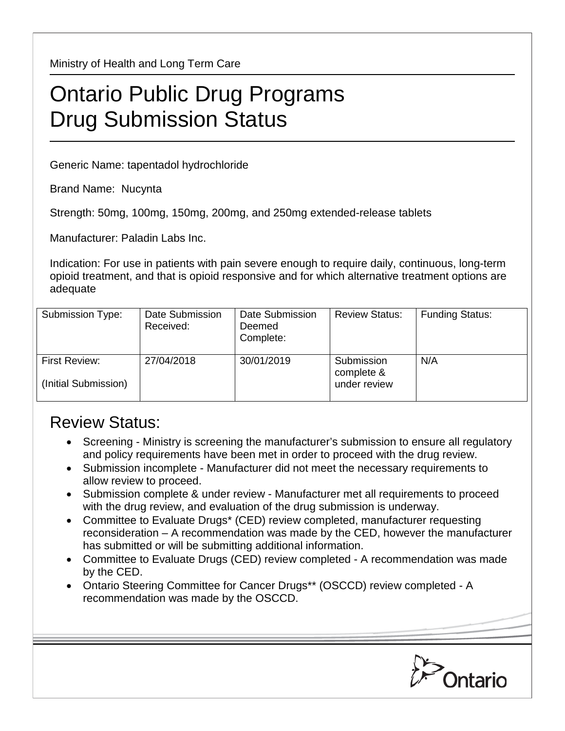Ministry of Health and Long Term Care

# Ontario Public Drug Programs
# Drug Submission Status

Generic Name: tapentadol hydrochloride

Brand Name: Nucynta

Strength: 50mg, 100mg, 150mg, 200mg, and 250mg extended-release tablets

Manufacturer: Paladin Labs Inc.

Indication: For use in patients with pain severe enough to require daily, continuous, long-term opioid treatment, and that is opioid responsive and for which alternative treatment options are adequate

| Submission Type: | Date Submission Received: | Date Submission Deemed Complete: | Review Status: | Funding Status: |
|---|---|---|---|---|
| First Review: (Initial Submission) | 27/04/2018 | 30/01/2019 | Submission complete & under review | N/A |

## Review Status:

- Screening - Ministry is screening the manufacturer's submission to ensure all regulatory and policy requirements have been met in order to proceed with the drug review.
- Submission incomplete - Manufacturer did not meet the necessary requirements to allow review to proceed.
- Submission complete & under review - Manufacturer met all requirements to proceed with the drug review, and evaluation of the drug submission is underway.
- Committee to Evaluate Drugs* (CED) review completed, manufacturer requesting reconsideration – A recommendation was made by the CED, however the manufacturer has submitted or will be submitting additional information.
- Committee to Evaluate Drugs (CED) review completed - A recommendation was made by the CED.
- Ontario Steering Committee for Cancer Drugs** (OSCCD) review completed - A recommendation was made by the OSCCD.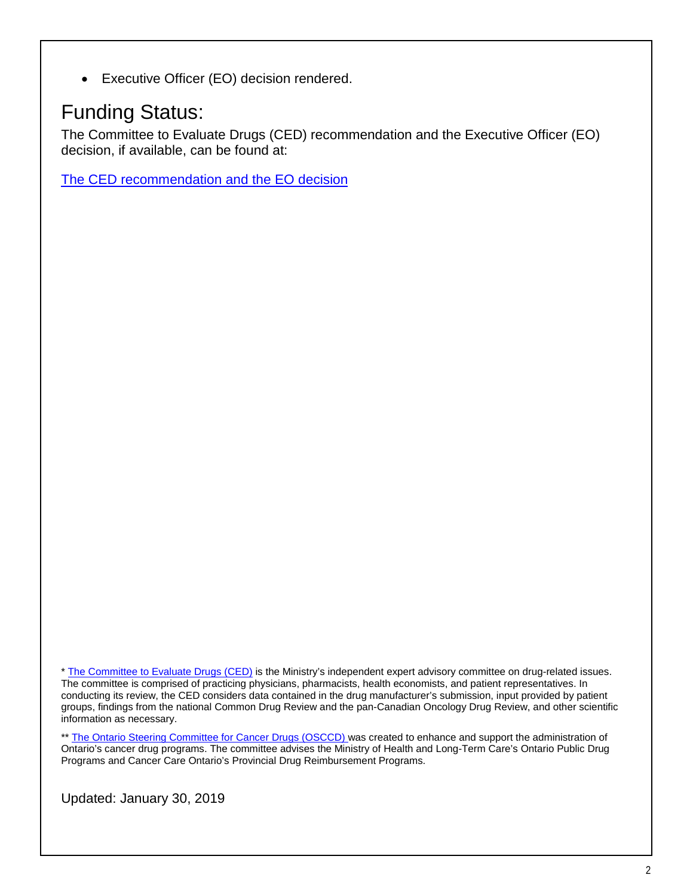- Executive Officer (EO) decision rendered.

# Funding Status:

The Committee to Evaluate Drugs (CED) recommendation and the Executive Officer (EO) decision, if available, can be found at:

The CED recommendation and the EO decision

* The Committee to Evaluate Drugs (CED) is the Ministry's independent expert advisory committee on drug-related issues. The committee is comprised of practicing physicians, pharmacists, health economists, and patient representatives. In conducting its review, the CED considers data contained in the drug manufacturer's submission, input provided by patient groups, findings from the national Common Drug Review and the pan-Canadian Oncology Drug Review, and other scientific information as necessary.

** The Ontario Steering Committee for Cancer Drugs (OSCCD) was created to enhance and support the administration of Ontario's cancer drug programs. The committee advises the Ministry of Health and Long-Term Care's Ontario Public Drug Programs and Cancer Care Ontario's Provincial Drug Reimbursement Programs.

Updated: January 30, 2019